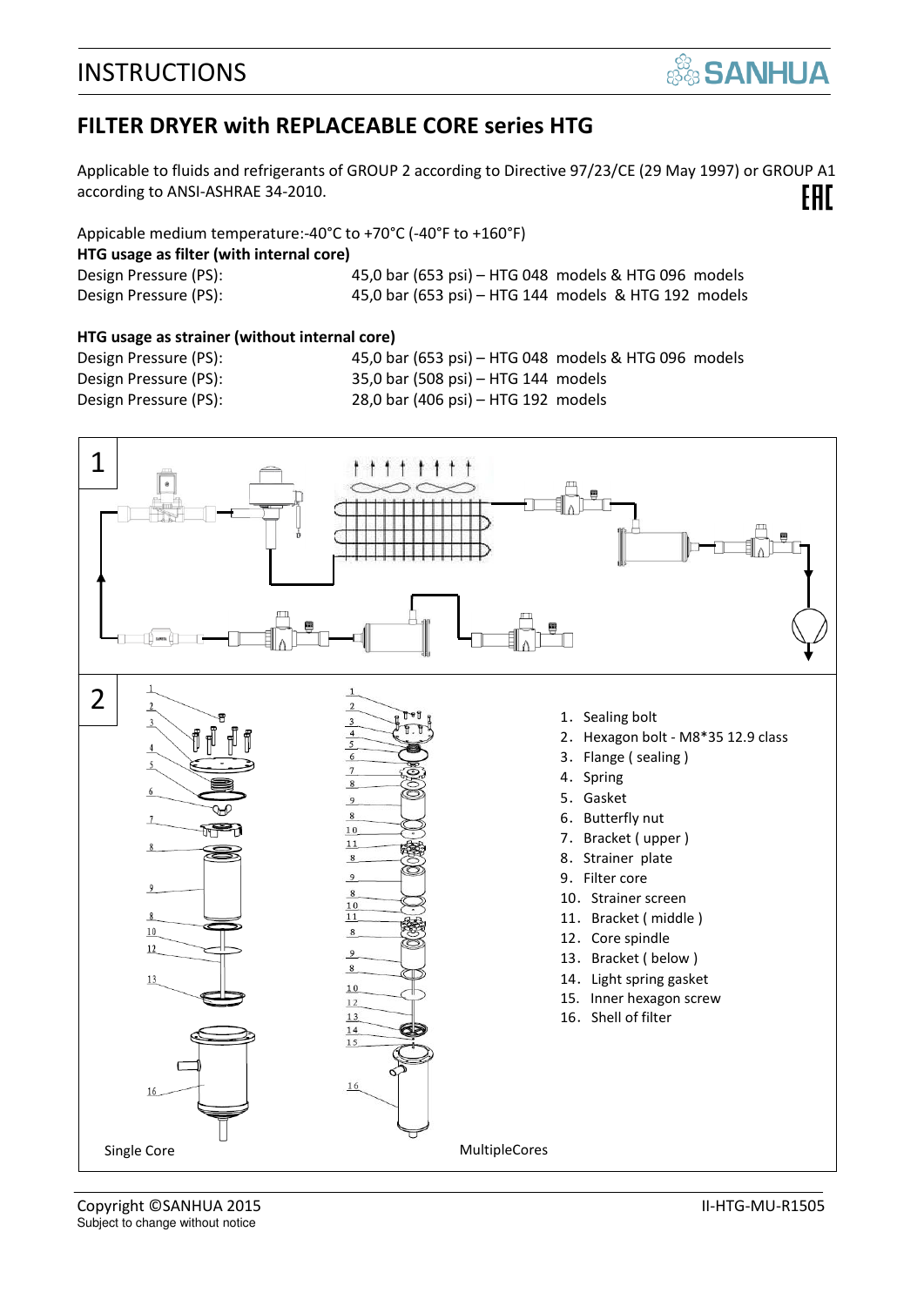# INSTRUCTIONS

## FILTER DRYER with REPLACEABLE CORE series HTG

Applicable to fluids and refrigerants of GROUP 2 according to Directive 97/23/CE (29 May 1997) or GROUP A1 according to ANSI-ASHRAE 34-2010.

Appicable medium temperature:-40°C to +70°C (-40°F to +160°F)

**HTG usage as filter (with internal core)**

| | |
|---|---|
| Design Pressure (PS): | 45,0 bar (653 psi) – HTG 048 models & HTG 096 models |
| Design Pressure (PS): | 45,0 bar (653 psi) – HTG 144 models & HTG 192 models |

**HTG usage as strainer (without internal core)**

| | |
|---|---|
| Design Pressure (PS): | 45,0 bar (653 psi) – HTG 048 models & HTG 096 models |
| Design Pressure (PS): | 35,0 bar (508 psi) – HTG 144 models |
| Design Pressure (PS): | 28,0 bar (406 psi) – HTG 192 models |

1

2

1. Sealing bolt
2. Hexagon bolt - M8*35 12.9 class
3. Flange ( sealing )
4. Spring
5. Gasket
6. Butterfly nut
7. Bracket ( upper )
8. Strainer plate
9. Filter core
10. Strainer screen
11. Bracket ( middle )
12. Core spindle
13. Bracket ( below )
14. Light spring gasket
15. Inner hexagon screw
16. Shell of filter

Single Core

MultipleCores

Copyright ©SANHUA 2015
Subject to change without notice

II-HTG-MU-R1505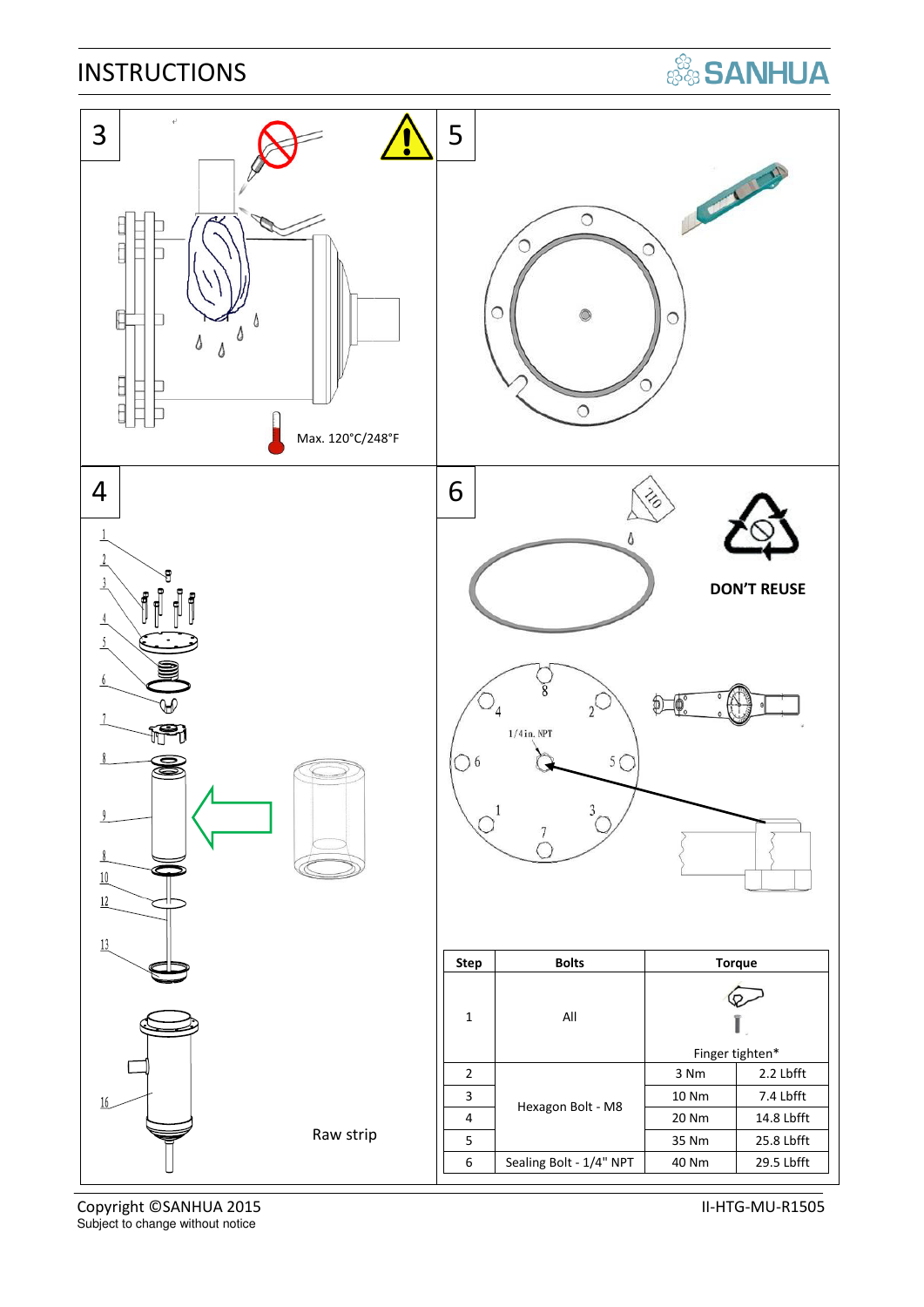# INSTRUCTIONS

3

Max. 120°C/248°F

5

4

1
2
3
4
5
6
7
8
9
8
10
12
13
16

Raw strip

6

DON'T REUSE

1/4in. NPT

| Step | Bolts | Torque | |
|---|---|---|---|
| 1 | All | Finger tighten* | |
| 2 | Hexagon Bolt - M8 | 3 Nm | 2.2 Lbfft |
| 3 | | 10 Nm | 7.4 Lbfft |
| 4 | | 20 Nm | 14.8 Lbfft |
| 5 | | 35 Nm | 25.8 Lbfft |
| 6 | Sealing Bolt - 1/4" NPT | 40 Nm | 29.5 Lbfft |

Copyright ©SANHUA 2015
Subject to change without notice

II-HTG-MU-R1505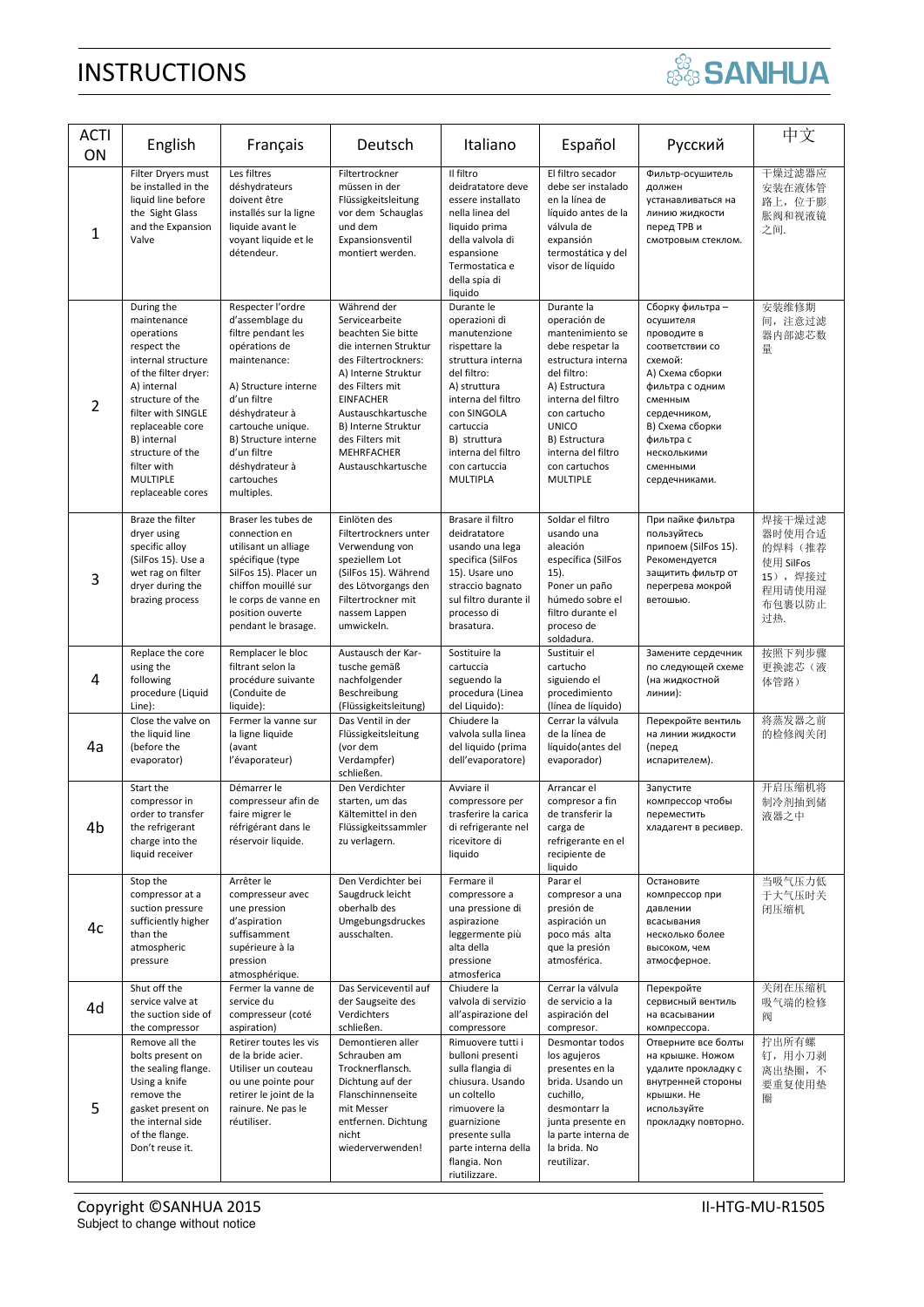# INSTRUCTIONS

SANHUA

| ACTION | English | Français | Deutsch | Italiano | Español | Русский | 中文 |
|---|---|---|---|---|---|---|---|
| 1 | Filter Dryers must be installed in the liquid line before the Sight Glass and the Expansion Valve | Les filtres déshydrateurs doivent être installés sur la ligne liquide avant le voyant liquide et le détendeur. | Filtertrockner müssen in der Flüssigkeitsleitung vor dem Schauglas und dem Expansionsventil montiert werden. | Il filtro deidratatore deve essere installato nella linea del liquido prima della valvola di espansione Termostatica e della spia di liquido | El filtro secador debe ser instalado en la línea de líquido antes de la válvula de expansión termostática y del visor de líquido | Фильтр-осушитель должен устанавливаться на линию жидкости перед ТРВ и смотровым стеклом. | 干燥过滤器应安装在液体管路上，位于膨胀阀和视液镜之间. |
| 2 | During the maintenance operations respect the internal structure of the filter dryer: A) internal structure of the filter with SINGLE replaceable core B) internal structure of the filter with MULTIPLE replaceable cores | Respecter l'ordre d'assemblage du filtre pendant les opérations de maintenance: A) Structure interne d'un filtre déshydrateur à cartouche unique. B) Structure interne d'un filtre déshydrateur à cartouches multiples. | Während der Servicearbeite beachten Sie bitte die internen Struktur des Filtertrockners: A) Interne Struktur des Filters mit EINFACHER Austauschkartusche B) Interne Struktur des Filters mit MEHRFACHER Austauschkartusche | Durante le operazioni di manutenzione rispettare la struttura interna del filtro: A) struttura interna del filtro con SINGOLA cartuccia B) struttura interna del filtro con cartuccia MULTIPLA | Durante la operación de mantenimiento se debe respetar la estructura interna del filtro: A) Estructura interna del filtro con cartucho UNICO B) Estructura interna del filtro con cartuchos MULTIPLE | Сборку фильтра – осушителя проводите в соответствии со схемой: А) Схема сборки фильтра с одним сменным сердечником, В) Схема сборки фильтра с несколькими сменными сердечниками. | 安装维修期间，注意过滤器内部滤芯数量 |
| 3 | Braze the filter dryer using specific alloy (SilFos 15). Use a wet rag on filter dryer during the brazing process | Braser les tubes de connection en utilisant un alliage spécifique (type SilFos 15). Placer un chiffon mouillé sur le corps de vanne en position ouverte pendant le brasage. | Einlöten des Filtertrockners unter Verwendung von speziellem Lot (SilFos 15). Während des Lötvorgangs den Filtertrockner mit nassem Lappen umwickeln. | Brasare il filtro deidratatore usando una lega specifica (SilFos 15). Usare uno straccio bagnato sul filtro durante il processo di brasatura. | Soldar el filtro usando una aleación específica (SilFos 15). Poner un paño húmedo sobre el filtro durante el proceso de soldadura. | При пайке фильтра пользуйтесь припоем (SilFos 15). Рекомендуется защитить фильтр от перегрева мокрой ветошью. | 焊接干燥过滤器时使用合适的焊料（推荐使用 SilFos 15），焊接过程用请使用湿布包裹以防止过热. |
| 4 | Replace the core using the following procedure (Liquid Line): | Remplacer le bloc filtrant selon la procédure suivante (Conduite de liquide): | Austausch der Kar-tusche gemäß nachfolgender Beschreibung (Flüssigkeitsleitung) | Sostituire la cartuccia seguendo la procedura (Linea del Liquido): | Sustituir el cartucho siguiendo el procedimiento (línea de líquido) | Замените сердечник по следующей схеме (на жидкостной линии): | 按照下列步骤更换滤芯（液体管路） |
| 4a | Close the valve on the liquid line (before the evaporator) | Fermer la vanne sur la ligne liquide (avant l'évaporateur) | Das Ventil in der Flüssigkeitsleitung (vor dem Verdampfer) schließen. | Chiudere la valvola sulla linea del liquido (prima dell'evaporatore) | Cerrar la válvula de la línea de líquido(antes del evaporador) | Перекройте вентиль на линии жидкости (перед испарителем). | 将蒸发器之前的检修阀关闭 |
| 4b | Start the compressor in order to transfer the refrigerant charge into the liquid receiver | Démarrer le compresseur afin de faire migrer le réfrigérant dans le réservoir liquide. | Den Verdichter starten, um das Kältemittel in den Flüssigkeitssammler zu verlagern. | Avviare il compressore per trasferire la carica di refrigerante nel ricevitore di liquido | Arrancar el compresor a fin de transferir la carga de refrigerante en el recipiente de liquido | Запустите компрессор чтобы переместить хладагент в ресивер. | 开启压缩机将制冷剂抽到储液器之中 |
| 4c | Stop the compressor at a suction pressure sufficiently higher than the atmospheric pressure | Arrêter le compresseur avec une pression d'aspiration suffisamment supérieure à la pression atmosphérique. | Den Verdichter bei Saugdruck leicht oberhalb des Umgebungsdruckes ausschalten. | Fermare il compressore a una pressione di aspirazione leggermente più alta della pressione atmosferica | Parar el compresor a una presión de aspiración un poco más alta que la presión atmosférica. | Остановите компрессор при давлении всасывания несколько более высоком, чем атмосферное. | 当吸气压力低于大气压时关闭压缩机 |
| 4d | Shut off the service valve at the suction side of the compressor | Fermer la vanne de service du compresseur (coté aspiration) | Das Serviceventil auf der Saugseite des Verdichters schließen. | Chiudere la valvola di servizio all'aspirazione del compressore | Cerrar la válvula de servicio a la aspiración del compresor. | Перекройте сервисный вентиль на всасывании компрессора. | 关闭在压缩机吸气端的检修阀 |
| 5 | Remove all the bolts present on the sealing flange. Using a knife remove the gasket present on the internal side of the flange. Don't reuse it. | Retirer toutes les vis de la bride acier. Utiliser un couteau ou une pointe pour retirer le joint de la rainure. Ne pas le réutiliser. | Demontieren aller Schrauben am Trocknerflansch. Dichtung auf der Flanschinnenseite mit Messer entfernen. Dichtung nicht wiederverwenden! | Rimuovere tutti i bulloni presenti sulla flangia di chiusura. Usando un coltello rimuovere la guarnizione presente sulla parte interna della flangia. Non riutilizzare. | Desmontar todos los agujeros presentes en la brida. Usando un cuchillo, desmontarr la junta presente en la parte interna de la brida. No reutilizar. | Отверните все болты на крышке. Ножом удалите прокладку с внутренней стороны крышки. Не используйте прокладку повторно. | 拧出所有螺钉，用小刀剥离出垫圈，不要重复使用垫圈 |

Copyright ©SANHUA 2015
Subject to change without notice

II-HTG-MU-R1505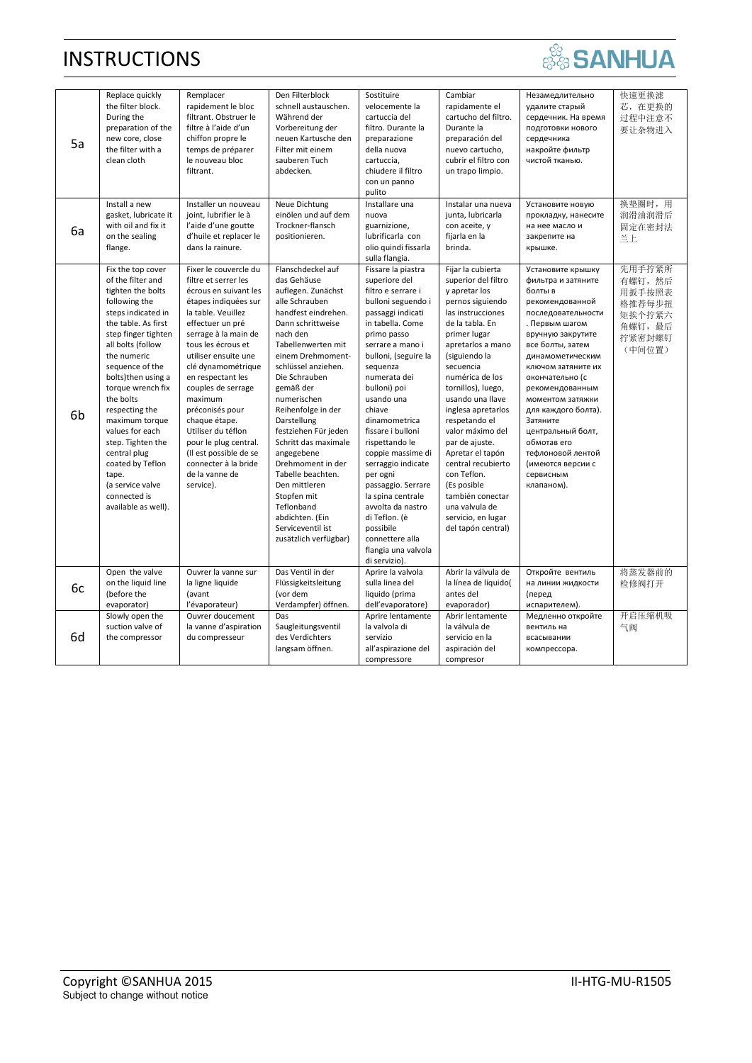# INSTRUCTIONS

| | | | | | | | |
|---|---|---|---|---|---|---|---|
| 5a | Replace quickly the filter block. During the preparation of the new core, close the filter with a clean cloth | Remplacer rapidement le bloc filtrant. Obstruer le filtre à l'aide d'un chiffon propre le temps de préparer le nouveau bloc filtrant. | Den Filterblock schnell austauschen. Während der Vorbereitung der neuen Kartusche den Filter mit einem sauberen Tuch abdecken. | Sostituire velocemente la cartuccia del filtro. Durante la preparazione della nuova cartuccia, chiudere il filtro con un panno pulito | Cambiar rapidamente el cartucho del filtro. Durante la preparación del nuevo cartucho, cubrir el filtro con un trapo limpio. | Незамедлительно удалите старый сердечник. На время подготовки нового сердечника накройте фильтр чистой тканью. | 快速更换滤芯，在更换的过程中注意不要让杂物进入 |
| 6a | Install a new gasket, lubricate it with oil and fix it on the sealing flange. | Installer un nouveau joint, lubrifier le à l'aide d'une goutte d'huile et replacer le dans la rainure. | Neue Dichtung einölen und auf dem Trockner-flansch positionieren. | Installare una nuova guarnizione, lubrificarla con olio quindi fissarla sulla flangia. | Instalar una nueva junta, lubricarla con aceite, y fijarla en la brinda. | Установите новую прокладку, нанесите на нее масло и закрепите на крышке. | 换垫圈时，用润滑油润滑后固定在密封法兰上 |
| 6b | Fix the top cover of the filter and tighten the bolts following the steps indicated in the table. As first step finger tighten all bolts (follow the numeric sequence of the bolts)then using a torque wrench fix the bolts respecting the maximum torque values for each step. Tighten the central plug coated by Teflon tape. (a service valve connected is available as well). | Fixer le couvercle du filtre et serrer les écrous en suivant les étapes indiquées sur la table. Veuillez effectuer un pré serrage à la main de tous les écrous et utiliser ensuite une clé dynamométrique en respectant les couples de serrage maximum préconisés pour chaque étape. Utiliser du téflon pour le plug central. (Il est possible de se connecter à la bride de la vanne de service). | Flanschdeckel auf das Gehäuse auflegen. Zunächst alle Schrauben handfest eindrehen. Dann schrittweise nach den Tabellenwerten mit einem Drehmoment-schlüssel anziehen. Die Schrauben gemäß der numerischen Reihenfolge in der Darstellung festziehen Für jeden Schritt das maximale angegebene Drehmoment in der Tabelle beachten. Den mittleren Stopfen mit Teflonband abdichten. (Ein Serviceventil ist zusätzlich verfügbar) | Fissare la piastra superiore del filtro e serrare i bulloni seguendo i passaggi indicati in tabella. Come primo passo serrare a mano i bulloni, (seguire la sequenza numerata dei bulloni) poi usando una chiave dinamometrica fissare i bulloni rispettando le coppie massime di serraggio indicate per ogni passaggio. Serrare la spina centrale avvolta da nastro di Teflon. (è possibile connettere alla flangia una valvola di servizio). | Fijar la cubierta superior del filtro y apretar los pernos siguiendo las instrucciones de la tabla. En primer lugar apretarlos a mano (siguiendo la secuencia numérica de los tornillos), luego, usando una llave inglesa apretarlos respetando el valor máximo del par de ajuste. Apretar el tapón central recubierto con Teflon. (Es posible también conectar una valvula de servicio, en lugar del tapón central) | Установите крышку фильтра и затяните болты в рекомендованной последовательности . Первым шагом вручную закрутите все болты, затем динамометическим ключом затяните их окончательно (с рекомендованным моментом затяжки для каждого болта). Затяните центральный болт, обмотав его тефлоновой лентой (имеются версии с сервисным клапаном). | 先用手拧紧所有螺钉，然后用扳手按照表格推荐每步扭矩按个拧紧六角螺钉，最后拧紧密封螺钉（中间位置） |
| 6c | Open the valve on the liquid line (before the evaporator) | Ouvrer la vanne sur la ligne liquide (avant l'évaporateur) | Das Ventil in der Flüssigkeitsleitung (vor dem Verdampfer) öffnen. | Aprire la valvola sulla linea del liquido (prima dell'evaporatore) | Abrir la válvula de la línea de líquido( antes del evaporador) | Откройте вентиль на линии жидкости (перед испарителем). | 将蒸发器前的检修阀打开 |
| 6d | Slowly open the suction valve of the compressor | Ouvrer doucement la vanne d'aspiration du compresseur | Das Saugleitungsventil des Verdichters langsam öffnen. | Aprire lentamente la valvola di servizio all'aspirazione del compressore | Abrir lentamente la válvula de servicio en la aspiración del compresor | Медленно откройте вентиль на всасывании компрессора. | 开启压缩机吸气阀 |

Copyright ©SANHUA 2015
Subject to change without notice

II-HTG-MU-R1505